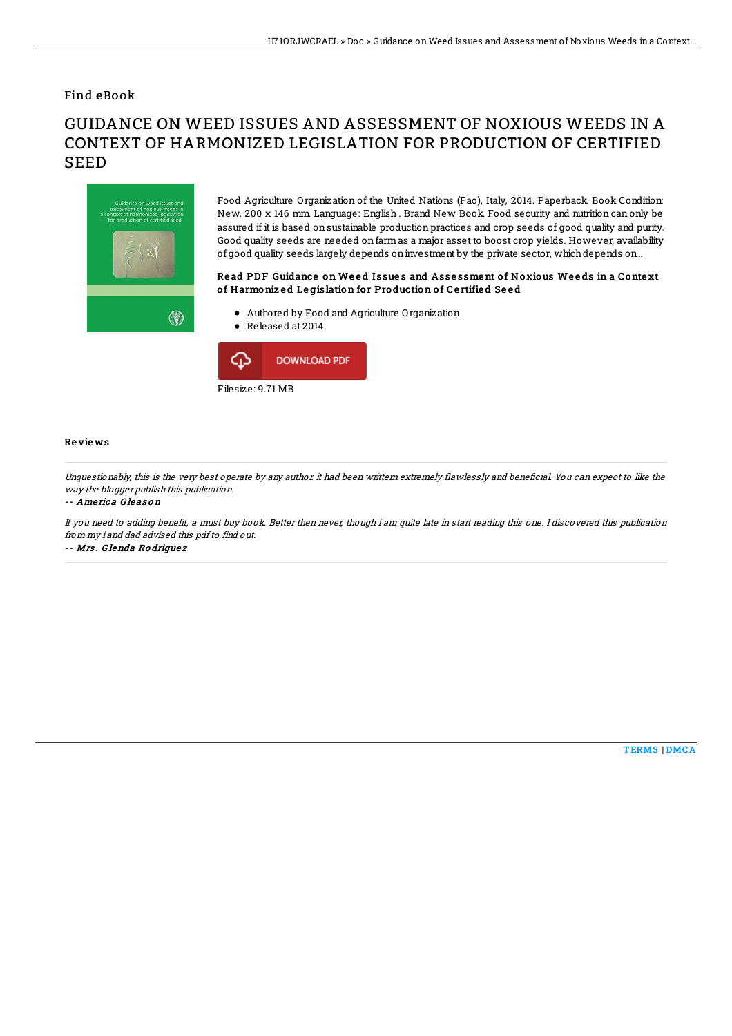Find eBook

# GUIDANCE ON WEED ISSUES AND ASSESSMENT OF NOXIOUS WEEDS IN A CONTEXT OF HARMONIZED LEGISLATION FOR PRODUCTION OF CERTIFIED SEED

Food Agriculture Organization of the United Nations (Fao), Italy, 2014. Paperback. Book Condition: New. 200 x 146 mm. Language: English . Brand New Book. Food security and nutrition can only be assured if it is based on sustainable production practices and crop seeds of good quality and purity. Good quality seeds are needed on farm as a major asset to boost crop yields. However, availability of good quality seeds largely depends on investment by the private sector, which depends on...

### Read PDF Guidance on Weed Issues and Assessment of Noxious Weeds in a Context of Harmonized Legislation for Production of Certified Seed

- Authored by Food and Agriculture Organization
- Released at 2014

DOWNLOAD PDF

Filesize: 9.71 MB

### Reviews

*Unquestionably, this is the very best operate by any author. it had been writtern extremely flawlessly and beneficial. You can expect to like the way the blogger publish this publication.*

-- *America Gleason*

*If you need to adding benefit, a must buy book. Better then never, though i am quite late in start reading this one. I discovered this publication from my i and dad advised this pdf to find out.*

-- *Mrs. Glenda Rodriguez*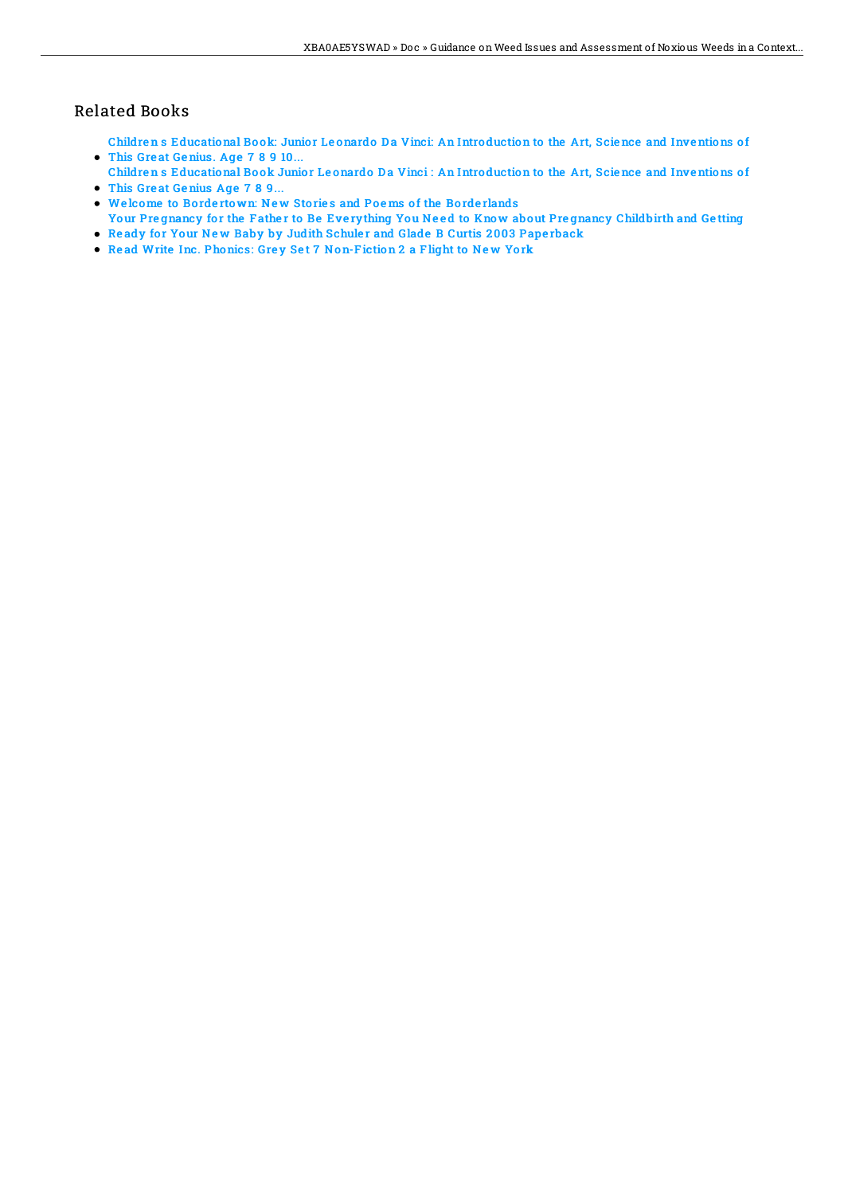## Related Books

- Children s Educational Book: Junior Leonardo Da Vinci: An Introduction to the Art, Science and Inventions of This Great Genius. Age 7 8 9 10...
- Children s Educational Book Junior Leonardo Da Vinci : An Introduction to the Art, Science and Inventions of This Great Genius Age 7 8 9...
- Welcome to Bordertown: New Stories and Poems of the Borderlands
- Your Pregnancy for the Father to Be Everything You Need to Know about Pregnancy Childbirth and Getting Ready for Your New Baby by Judith Schuler and Glade B Curtis 2003 Paperback
- Read Write Inc. Phonics: Grey Set 7 Non-Fiction 2 a Flight to New York